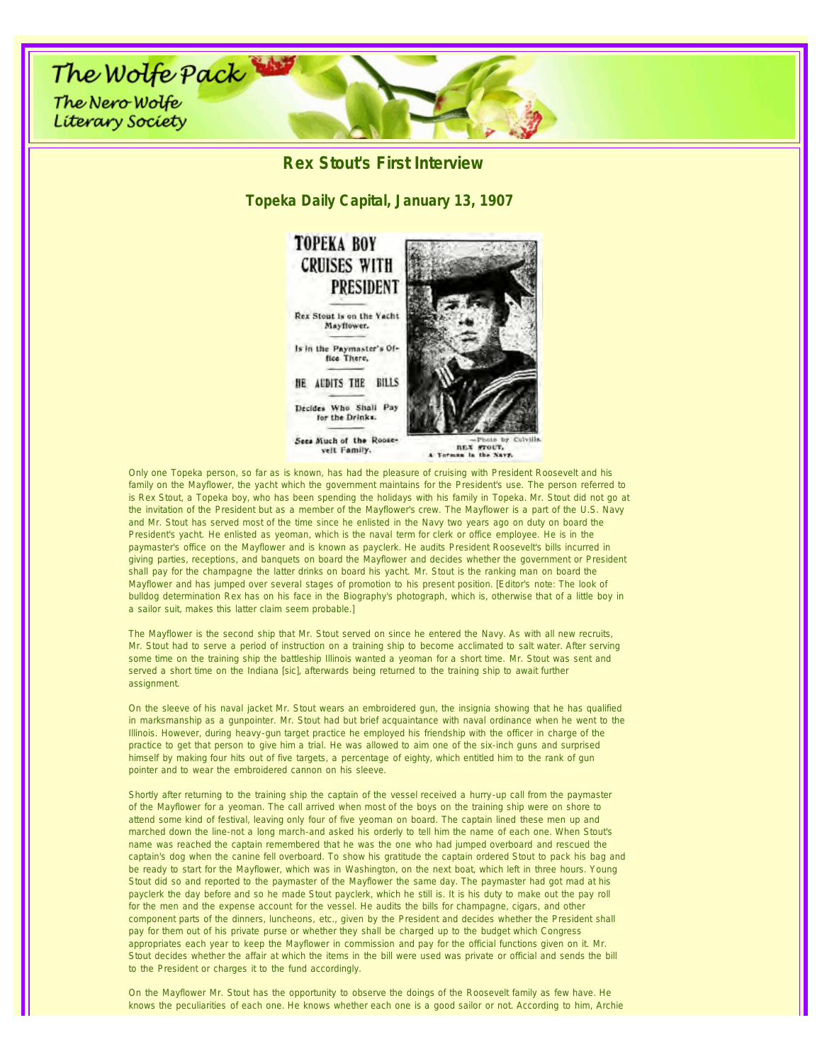# Rex Stout's First Interview

## Topeka Daily Capital, January 13, 1907

**TOPEKA BOY CRUISES WITH PRESIDENT**

Rex Stout is on the Yacht Mayflower.

Is in the Paymaster's Office There.

**HE AUDITS THE BILLS**

Decides Who Shall Pay for the Drinks.

Sees Much of the Roosevelt Family.

—Photo by Calvills.
REX STOUT,
A Yeoman in the Navy.

Only one Topeka person, so far as is known, has had the pleasure of cruising with President Roosevelt and his family on the Mayflower, the yacht which the government maintains for the President's use. The person referred to is Rex Stout, a Topeka boy, who has been spending the holidays with his family in Topeka. Mr. Stout did not go at the invitation of the President but as a member of the Mayflower's crew. The Mayflower is a part of the U.S. Navy and Mr. Stout has served most of the time since he enlisted in the Navy two years ago on duty on board the President's yacht. He enlisted as yeoman, which is the naval term for clerk or office employee. He is in the paymaster's office on the Mayflower and is known as payclerk. He audits President Roosevelt's bills incurred in giving parties, receptions, and banquets on board the Mayflower and decides whether the government or President shall pay for the champagne the latter drinks on board his yacht. Mr. Stout is the ranking man on board the Mayflower and has jumped over several stages of promotion to his present position. [Editor's note: The look of bulldog determination Rex has on his face in the Biography's photograph, which is, otherwise that of a little boy in a sailor suit, makes this latter claim seem probable.]

The Mayflower is the second ship that Mr. Stout served on since he entered the Navy. As with all new recruits, Mr. Stout had to serve a period of instruction on a training ship to become acclimated to salt water. After serving some time on the training ship the battleship Illinois wanted a yeoman for a short time. Mr. Stout was sent and served a short time on the Indiana [sic], afterwards being returned to the training ship to await further assignment.

On the sleeve of his naval jacket Mr. Stout wears an embroidered gun, the insignia showing that he has qualified in marksmanship as a gunpointer. Mr. Stout had but brief acquaintance with naval ordinance when he went to the Illinois. However, during heavy-gun target practice he employed his friendship with the officer in charge of the practice to get that person to give him a trial. He was allowed to aim one of the six-inch guns and surprised himself by making four hits out of five targets, a percentage of eighty, which entitled him to the rank of gun pointer and to wear the embroidered cannon on his sleeve.

Shortly after returning to the training ship the captain of the vessel received a hurry-up call from the paymaster of the Mayflower for a yeoman. The call arrived when most of the boys on the training ship were on shore to attend some kind of festival, leaving only four of five yeoman on board. The captain lined these men up and marched down the line-not a long march-and asked his orderly to tell him the name of each one. When Stout's name was reached the captain remembered that he was the one who had jumped overboard and rescued the captain's dog when the canine fell overboard. To show his gratitude the captain ordered Stout to pack his bag and be ready to start for the Mayflower, which was in Washington, on the next boat, which left in three hours. Young Stout did so and reported to the paymaster of the Mayflower the same day. The paymaster had got mad at his payclerk the day before and so he made Stout payclerk, which he still is. It is his duty to make out the pay roll for the men and the expense account for the vessel. He audits the bills for champagne, cigars, and other component parts of the dinners, luncheons, etc., given by the President and decides whether the President shall pay for them out of his private purse or whether they shall be charged up to the budget which Congress appropriates each year to keep the Mayflower in commission and pay for the official functions given on it. Mr. Stout decides whether the affair at which the items in the bill were used was private or official and sends the bill to the President or charges it to the fund accordingly.

On the Mayflower Mr. Stout has the opportunity to observe the doings of the Roosevelt family as few have. He knows the peculiarities of each one. He knows whether each one is a good sailor or not. According to him, Archie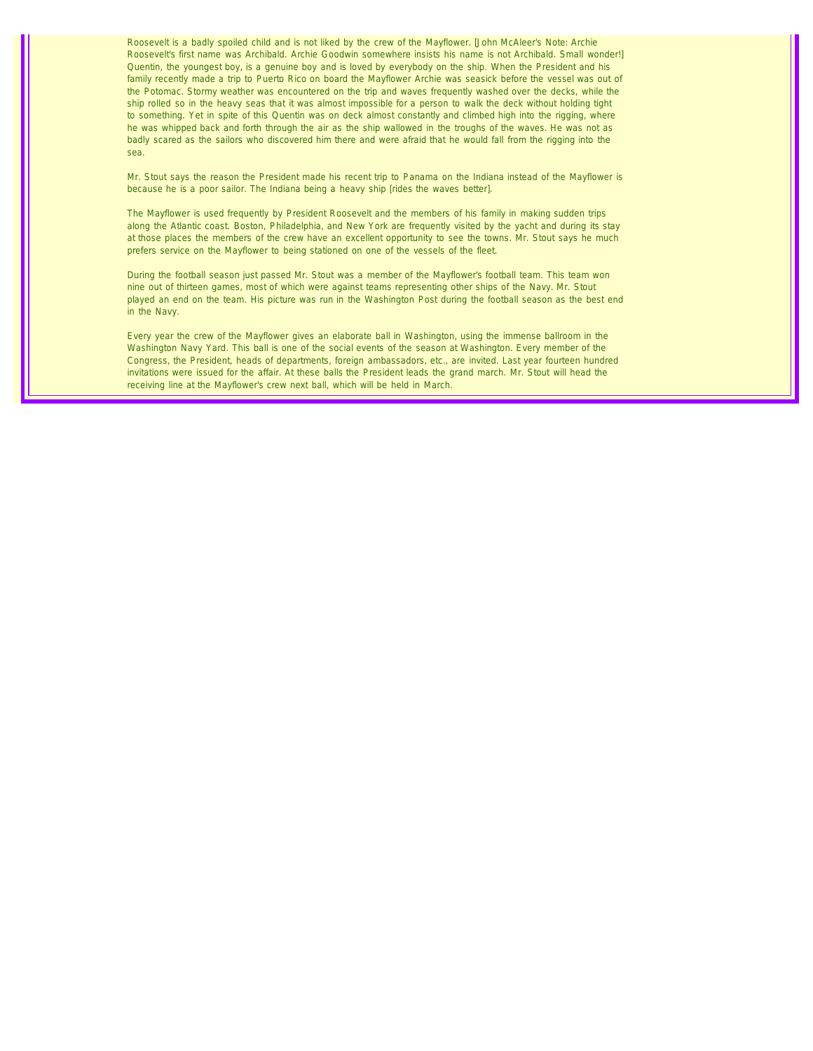Roosevelt is a badly spoiled child and is not liked by the crew of the Mayflower. [John McAleer's Note: Archie Roosevelt's first name was Archibald. Archie Goodwin somewhere insists his name is not Archibald. Small wonder!] Quentin, the youngest boy, is a genuine boy and is loved by everybody on the ship. When the President and his family recently made a trip to Puerto Rico on board the Mayflower Archie was seasick before the vessel was out of the Potomac. Stormy weather was encountered on the trip and waves frequently washed over the decks, while the ship rolled so in the heavy seas that it was almost impossible for a person to walk the deck without holding tight to something. Yet in spite of this Quentin was on deck almost constantly and climbed high into the rigging, where he was whipped back and forth through the air as the ship wallowed in the troughs of the waves. He was not as badly scared as the sailors who discovered him there and were afraid that he would fall from the rigging into the sea.

Mr. Stout says the reason the President made his recent trip to Panama on the Indiana instead of the Mayflower is because he is a poor sailor. The Indiana being a heavy ship [rides the waves better].

The Mayflower is used frequently by President Roosevelt and the members of his family in making sudden trips along the Atlantic coast. Boston, Philadelphia, and New York are frequently visited by the yacht and during its stay at those places the members of the crew have an excellent opportunity to see the towns. Mr. Stout says he much prefers service on the Mayflower to being stationed on one of the vessels of the fleet.

During the football season just passed Mr. Stout was a member of the Mayflower's football team. This team won nine out of thirteen games, most of which were against teams representing other ships of the Navy. Mr. Stout played an end on the team. His picture was run in the Washington Post during the football season as the best end in the Navy.

Every year the crew of the Mayflower gives an elaborate ball in Washington, using the immense ballroom in the Washington Navy Yard. This ball is one of the social events of the season at Washington. Every member of the Congress, the President, heads of departments, foreign ambassadors, etc., are invited. Last year fourteen hundred invitations were issued for the affair. At these balls the President leads the grand march. Mr. Stout will head the receiving line at the Mayflower's crew next ball, which will be held in March.